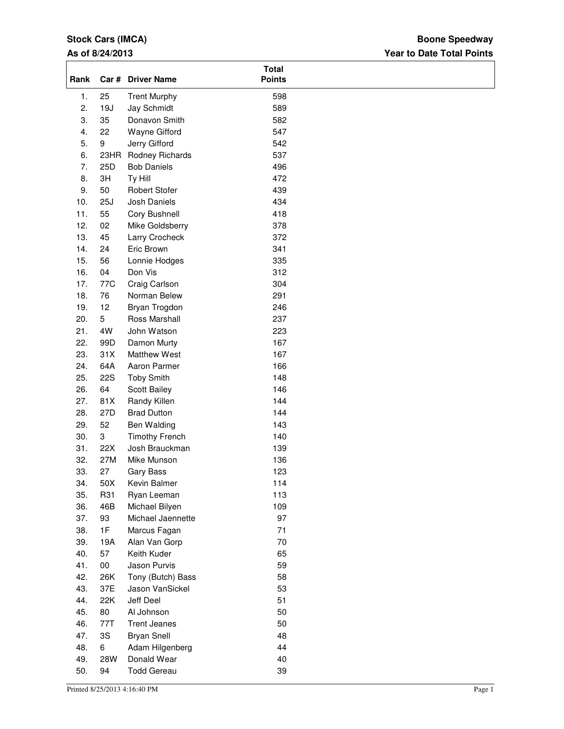**Stock Cars (IMCA)**
**As of 8/24/2013**

**Boone Speedway**
**Year to Date Total Points**

| Rank | Car # | Driver Name | Total Points |
|---|---|---|---|
| 1. | 25 | Trent Murphy | 598 |
| 2. | 19J | Jay Schmidt | 589 |
| 3. | 35 | Donavon Smith | 582 |
| 4. | 22 | Wayne Gifford | 547 |
| 5. | 9 | Jerry Gifford | 542 |
| 6. | 23HR | Rodney Richards | 537 |
| 7. | 25D | Bob Daniels | 496 |
| 8. | 3H | Ty Hill | 472 |
| 9. | 50 | Robert Stofer | 439 |
| 10. | 25J | Josh Daniels | 434 |
| 11. | 55 | Cory Bushnell | 418 |
| 12. | 02 | Mike Goldsberry | 378 |
| 13. | 45 | Larry Crocheck | 372 |
| 14. | 24 | Eric Brown | 341 |
| 15. | 56 | Lonnie Hodges | 335 |
| 16. | 04 | Don Vis | 312 |
| 17. | 77C | Craig Carlson | 304 |
| 18. | 76 | Norman Belew | 291 |
| 19. | 12 | Bryan Trogdon | 246 |
| 20. | 5 | Ross Marshall | 237 |
| 21. | 4W | John Watson | 223 |
| 22. | 99D | Damon Murty | 167 |
| 23. | 31X | Matthew West | 167 |
| 24. | 64A | Aaron Parmer | 166 |
| 25. | 22S | Toby Smith | 148 |
| 26. | 64 | Scott Bailey | 146 |
| 27. | 81X | Randy Killen | 144 |
| 28. | 27D | Brad Dutton | 144 |
| 29. | 52 | Ben Walding | 143 |
| 30. | 3 | Timothy French | 140 |
| 31. | 22X | Josh Brauckman | 139 |
| 32. | 27M | Mike Munson | 136 |
| 33. | 27 | Gary Bass | 123 |
| 34. | 50X | Kevin Balmer | 114 |
| 35. | R31 | Ryan Leeman | 113 |
| 36. | 46B | Michael Bilyen | 109 |
| 37. | 93 | Michael Jaennette | 97 |
| 38. | 1F | Marcus Fagan | 71 |
| 39. | 19A | Alan Van Gorp | 70 |
| 40. | 57 | Keith Kuder | 65 |
| 41. | 00 | Jason Purvis | 59 |
| 42. | 26K | Tony (Butch) Bass | 58 |
| 43. | 37E | Jason VanSickel | 53 |
| 44. | 22K | Jeff Deel | 51 |
| 45. | 80 | Al Johnson | 50 |
| 46. | 77T | Trent Jeanes | 50 |
| 47. | 3S | Bryan Snell | 48 |
| 48. | 6 | Adam Hilgenberg | 44 |
| 49. | 28W | Donald Wear | 40 |
| 50. | 94 | Todd Gereau | 39 |

Printed 8/25/2013 4:16:40 PM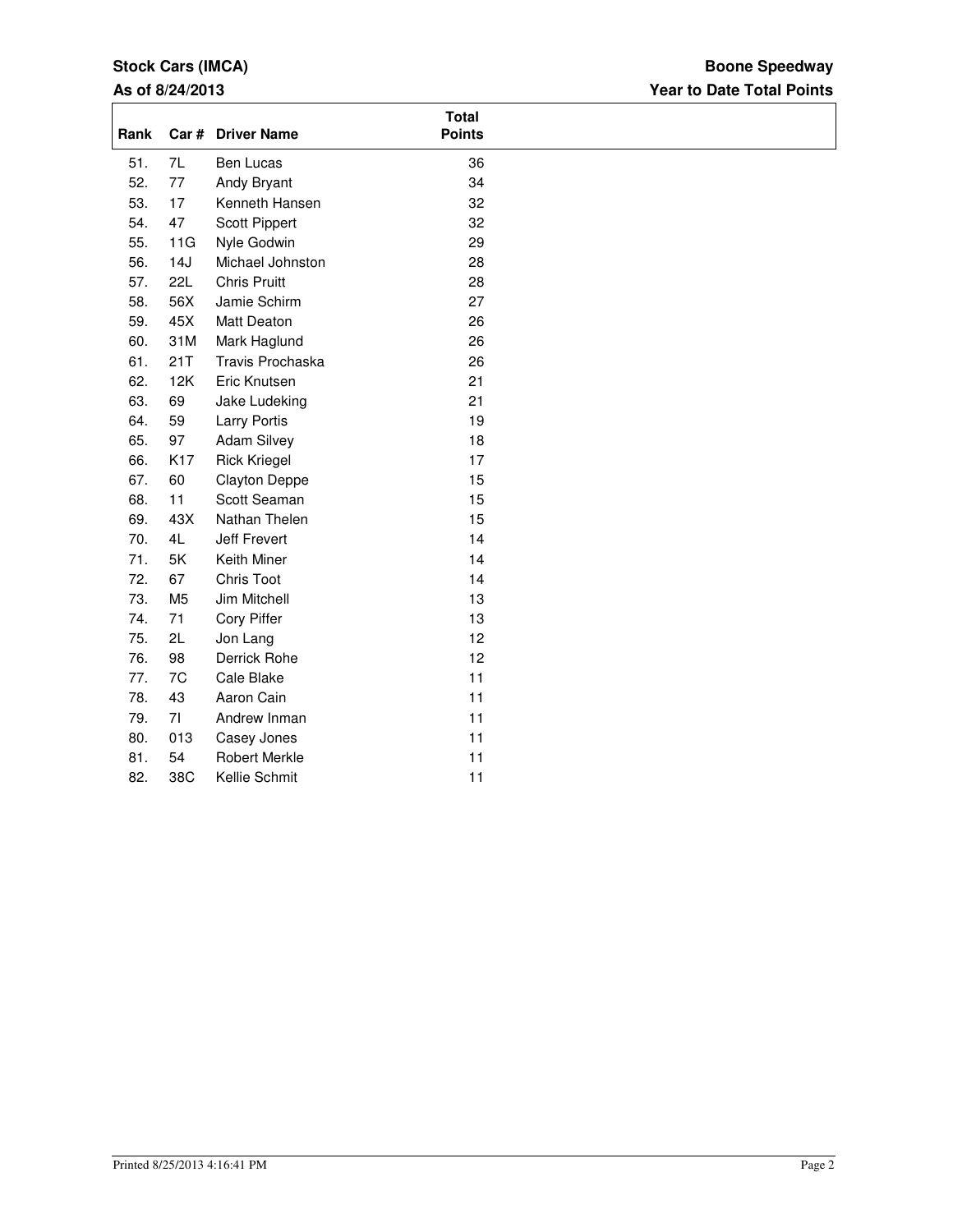**Stock Cars (IMCA)**
**As of 8/24/2013**

**Boone Speedway**
**Year to Date Total Points**

| Rank | Car # | Driver Name | Total Points |
|---|---|---|---|
| 51. | 7L | Ben Lucas | 36 |
| 52. | 77 | Andy Bryant | 34 |
| 53. | 17 | Kenneth Hansen | 32 |
| 54. | 47 | Scott Pippert | 32 |
| 55. | 11G | Nyle Godwin | 29 |
| 56. | 14J | Michael Johnston | 28 |
| 57. | 22L | Chris Pruitt | 28 |
| 58. | 56X | Jamie Schirm | 27 |
| 59. | 45X | Matt Deaton | 26 |
| 60. | 31M | Mark Haglund | 26 |
| 61. | 21T | Travis Prochaska | 26 |
| 62. | 12K | Eric Knutsen | 21 |
| 63. | 69 | Jake Ludeking | 21 |
| 64. | 59 | Larry Portis | 19 |
| 65. | 97 | Adam Silvey | 18 |
| 66. | K17 | Rick Kriegel | 17 |
| 67. | 60 | Clayton Deppe | 15 |
| 68. | 11 | Scott Seaman | 15 |
| 69. | 43X | Nathan Thelen | 15 |
| 70. | 4L | Jeff Frevert | 14 |
| 71. | 5K | Keith Miner | 14 |
| 72. | 67 | Chris Toot | 14 |
| 73. | M5 | Jim Mitchell | 13 |
| 74. | 71 | Cory Piffer | 13 |
| 75. | 2L | Jon Lang | 12 |
| 76. | 98 | Derrick Rohe | 12 |
| 77. | 7C | Cale Blake | 11 |
| 78. | 43 | Aaron Cain | 11 |
| 79. | 7I | Andrew Inman | 11 |
| 80. | 013 | Casey Jones | 11 |
| 81. | 54 | Robert Merkle | 11 |
| 82. | 38C | Kellie Schmit | 11 |

Printed 8/25/2013 4:16:41 PM